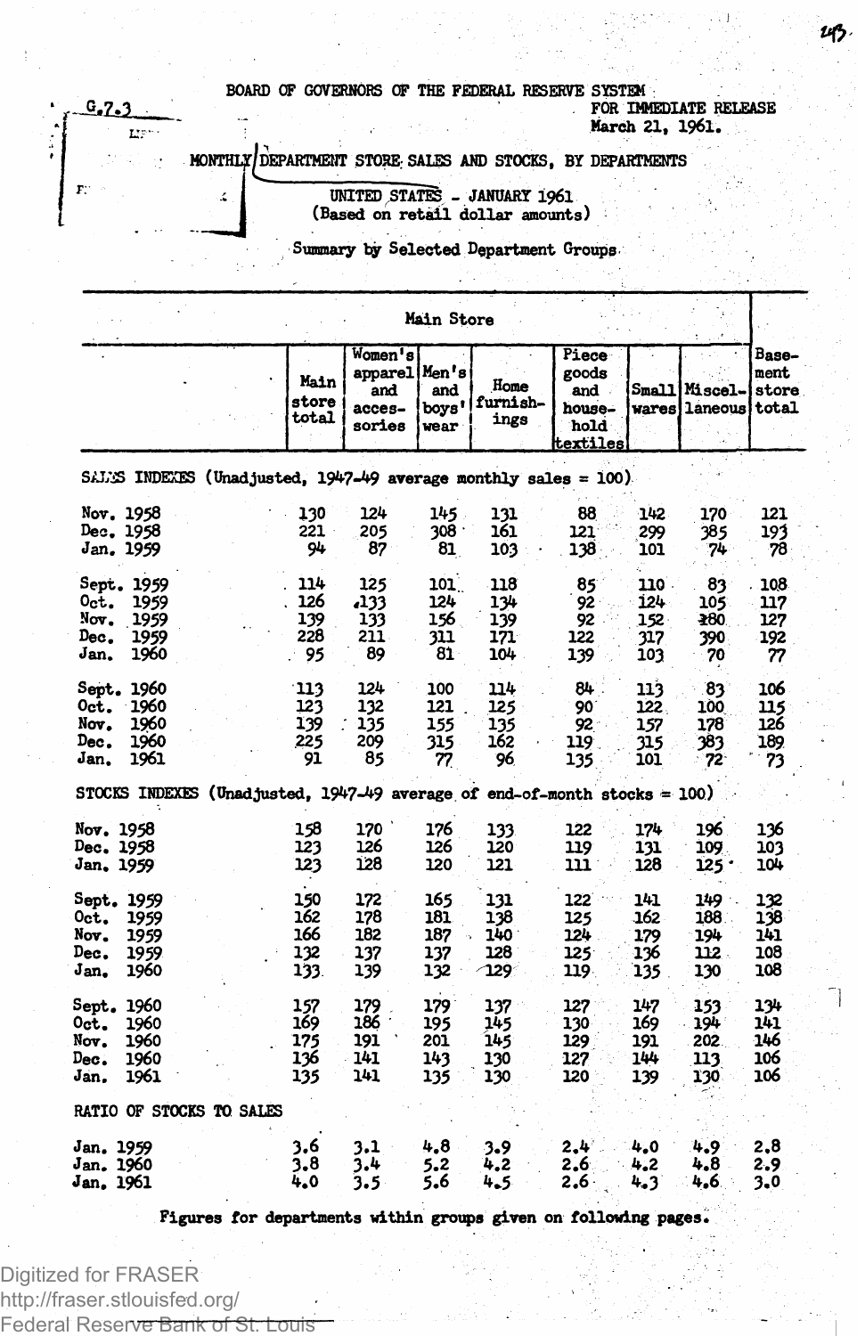BOARD OF GOVERNORS OF THE FEDERAL RESERVE SYSTEM

G.7.3

FOR IMMEDIATE RELEASE
March 21, 1961.

# MONTHLY DEPARTMENT STORE SALES AND STOCKS, BY DEPARTMENTS

## UNITED STATES - JANUARY 1961
(Based on retail dollar amounts)

Summary by Selected Department Groups

| | Main Store | | | | | | | Basement store total |
|---|---|---|---|---|---|---|---|---|
| | Main store total | Women's apparel and accessories | Men's and boys' wear | Home furnishings | Piece goods and household textiles | Small wares | Miscellaneous | |
| **SALES INDEXES (Unadjusted, 1947-49 average monthly sales = 100)** | | | | | | | | |
| Nov. 1958 | 130 | 124 | 145 | 131 | 88 | 142 | 170 | 121 |
| Dec. 1958 | 221 | 205 | 308 | 161 | 121 | 299 | 385 | 193 |
| Jan. 1959 | 94 | 87 | 81 | 103 | 138 | 101 | 74 | 78 |
| Sept. 1959 | 114 | 125 | 101 | 118 | 85 | 110 | 83 | 108 |
| Oct. 1959 | 126 | 133 | 124 | 134 | 92 | 124 | 105 | 117 |
| Nov. 1959 | 139 | 133 | 156 | 139 | 92 | 152 | 180 | 127 |
| Dec. 1959 | 228 | 211 | 311 | 171 | 122 | 317 | 390 | 192 |
| Jan. 1960 | 95 | 89 | 81 | 104 | 139 | 103 | 70 | 77 |
| Sept. 1960 | 113 | 124 | 100 | 114 | 84 | 113 | 83 | 106 |
| Oct. 1960 | 123 | 132 | 121 | 125 | 90 | 122 | 100 | 115 |
| Nov. 1960 | 139 | 135 | 155 | 135 | 92 | 157 | 178 | 126 |
| Dec. 1960 | 225 | 209 | 315 | 162 | 119 | 315 | 383 | 189 |
| Jan. 1961 | 91 | 85 | 77 | 96 | 135 | 101 | 72 | 73 |
| **STOCKS INDEXES (Unadjusted, 1947-49 average of end-of-month stocks = 100)** | | | | | | | | |
| Nov. 1958 | 158 | 170 | 176 | 133 | 122 | 174 | 196 | 136 |
| Dec. 1958 | 123 | 126 | 126 | 120 | 119 | 131 | 109 | 103 |
| Jan. 1959 | 123 | 128 | 120 | 121 | 111 | 128 | 125 | 104 |
| Sept. 1959 | 150 | 172 | 165 | 131 | 122 | 141 | 149 | 132 |
| Oct. 1959 | 162 | 178 | 181 | 138 | 125 | 162 | 188 | 138 |
| Nov. 1959 | 166 | 182 | 187 | 140 | 124 | 179 | 194 | 141 |
| Dec. 1959 | 132 | 137 | 137 | 128 | 125 | 136 | 112 | 108 |
| Jan. 1960 | 133 | 139 | 132 | 129 | 119 | 135 | 130 | 108 |
| Sept. 1960 | 157 | 179 | 179 | 137 | 127 | 147 | 153 | 134 |
| Oct. 1960 | 169 | 186 | 195 | 145 | 130 | 169 | 194 | 141 |
| Nov. 1960 | 175 | 191 | 201 | 145 | 129 | 191 | 202 | 146 |
| Dec. 1960 | 136 | 141 | 143 | 130 | 127 | 144 | 113 | 106 |
| Jan. 1961 | 135 | 141 | 135 | 130 | 120 | 139 | 130 | 106 |
| **RATIO OF STOCKS TO SALES** | | | | | | | | |
| Jan. 1959 | 3.6 | 3.1 | 4.8 | 3.9 | 2.4 | 4.0 | 4.9 | 2.8 |
| Jan. 1960 | 3.8 | 3.4 | 5.2 | 4.2 | 2.6 | 4.2 | 4.8 | 2.9 |
| Jan. 1961 | 4.0 | 3.5 | 5.6 | 4.5 | 2.6 | 4.3 | 4.6 | 3.0 |

Figures for departments within groups given on following pages.

Digitized for FRASER
http://fraser.stlouisfed.org/
Federal Reserve Bank of St. Louis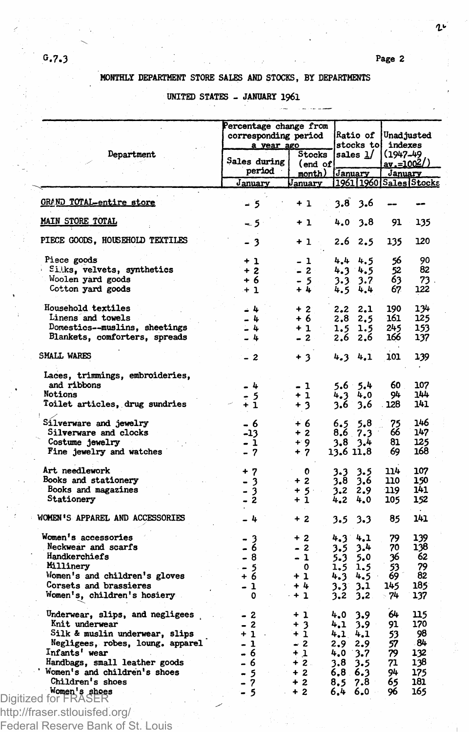G.7.3

MONTHLY DEPARTMENT STORE SALES AND STOCKS, BY DEPARTMENTS

UNITED STATES - JANUARY 1961

| Department | Percentage change from corresponding period a year ago | | Ratio of stocks to sales 1/ | | Unadjusted indexes (1947-49 av.=100 2/) | |
|---|---|---|---|---|---|---|
| | Sales during period | Stocks (end of month) | January | | January | |
| | January | January | 1961 | 1960 | Sales | Stocks |
| GRAND TOTAL-entire store | - 5 | + 1 | 3.8 | 3.6 | -- | -- |
| MAIN STORE TOTAL | - 5 | + 1 | 4.0 | 3.8 | 91 | 135 |
| PIECE GOODS, HOUSEHOLD TEXTILES | - 3 | + 1 | 2.6 | 2.5 | 135 | 120 |
| Piece goods | + 1 | - 1 | 4.4 | 4.5 | 56 | 90 |
| Silks, velvets, synthetics | + 2 | - 2 | 4.3 | 4.5 | 52 | 82 |
| Woolen yard goods | + 6 | - 5 | 3.3 | 3.7 | 63 | 73 |
| Cotton yard goods | + 1 | + 4 | 4.5 | 4.4 | 67 | 122 |
| Household textiles | - 4 | + 2 | 2.2 | 2.1 | 190 | 134 |
| Linens and towels | - 4 | + 6 | 2.8 | 2.5 | 161 | 125 |
| Domestics--muslins, sheetings | - 4 | + 1 | 1.5 | 1.5 | 245 | 153 |
| Blankets, comforters, spreads | - 4 | - 2 | 2.6 | 2.6 | 166 | 137 |
| SMALL WARES | - 2 | + 3 | 4.3 | 4.1 | 101 | 139 |
| Laces, trimmings, embroideries, and ribbons | - 4 | - 1 | 5.6 | 5.4 | 60 | 107 |
| Notions | - 5 | + 1 | 4.3 | 4.0 | 94 | 144 |
| Toilet articles, drug sundries | + 1 | + 3 | 3.6 | 3.6 | 128 | 141 |
| Silverware and jewelry | - 6 | + 6 | 6.5 | 5.8 | 75 | 146 |
| Silverware and clocks | -13 | + 2 | 8.6 | 7.3 | 66 | 147 |
| Costume jewelry | - 1 | + 9 | 3.8 | 3.4 | 81 | 125 |
| Fine jewelry and watches | - 7 | + 7 | 13.6 | 11.8 | 69 | 168 |
| Art needlework | + 7 | 0 | 3.3 | 3.5 | 114 | 107 |
| Books and stationery | - 3 | + 2 | 3.8 | 3.6 | 110 | 150 |
| Books and magazines | - 3 | + 5 | 3.2 | 2.9 | 119 | 141 |
| Stationery | - 2 | + 1 | 4.2 | 4.0 | 105 | 152 |
| WOMEN'S APPAREL AND ACCESSORIES | - 4 | + 2 | 3.5 | 3.3 | 85 | 141 |
| Women's accessories | - 3 | + 2 | 4.3 | 4.1 | 79 | 139 |
| Neckwear and scarfs | - 6 | - 2 | 3.5 | 3.4 | 70 | 138 |
| Handkerchiefs | - 8 | - 1 | 5.3 | 5.0 | 36 | 62 |
| Millinery | - 5 | 0 | 1.5 | 1.5 | 53 | 79 |
| Women's and children's gloves | + 6 | + 1 | 4.3 | 4.5 | 69 | 82 |
| Corsets and brassieres | - 1 | + 4 | 3.3 | 3.1 | 145 | 185 |
| Women's, children's hosiery | 0 | + 1 | 3.2 | 3.2 | 74 | 137 |
| Underwear, slips, and negligees | - 2 | + 1 | 4.0 | 3.9 | 64 | 115 |
| Knit underwear | - 2 | + 3 | 4.1 | 3.9 | 91 | 170 |
| Silk & muslin underwear, slips | + 1 | + 1 | 4.1 | 4.1 | 53 | 98 |
| Negligees, robes, loung. apparel | - 1 | - 2 | 2.9 | 2.9 | 57 | 84 |
| Infants' wear | - 6 | + 1 | 4.0 | 3.7 | 79 | 132 |
| Handbags, small leather goods | - 6 | + 2 | 3.8 | 3.5 | 71 | 138 |
| Women's and children's shoes | - 5 | + 2 | 6.8 | 6.3 | 94 | 175 |
| Children's shoes | - 7 | + 2 | 8.5 | 7.8 | 65 | 181 |
| Women's shoes | - 5 | + 2 | 6.4 | 6.0 | 96 | 165 |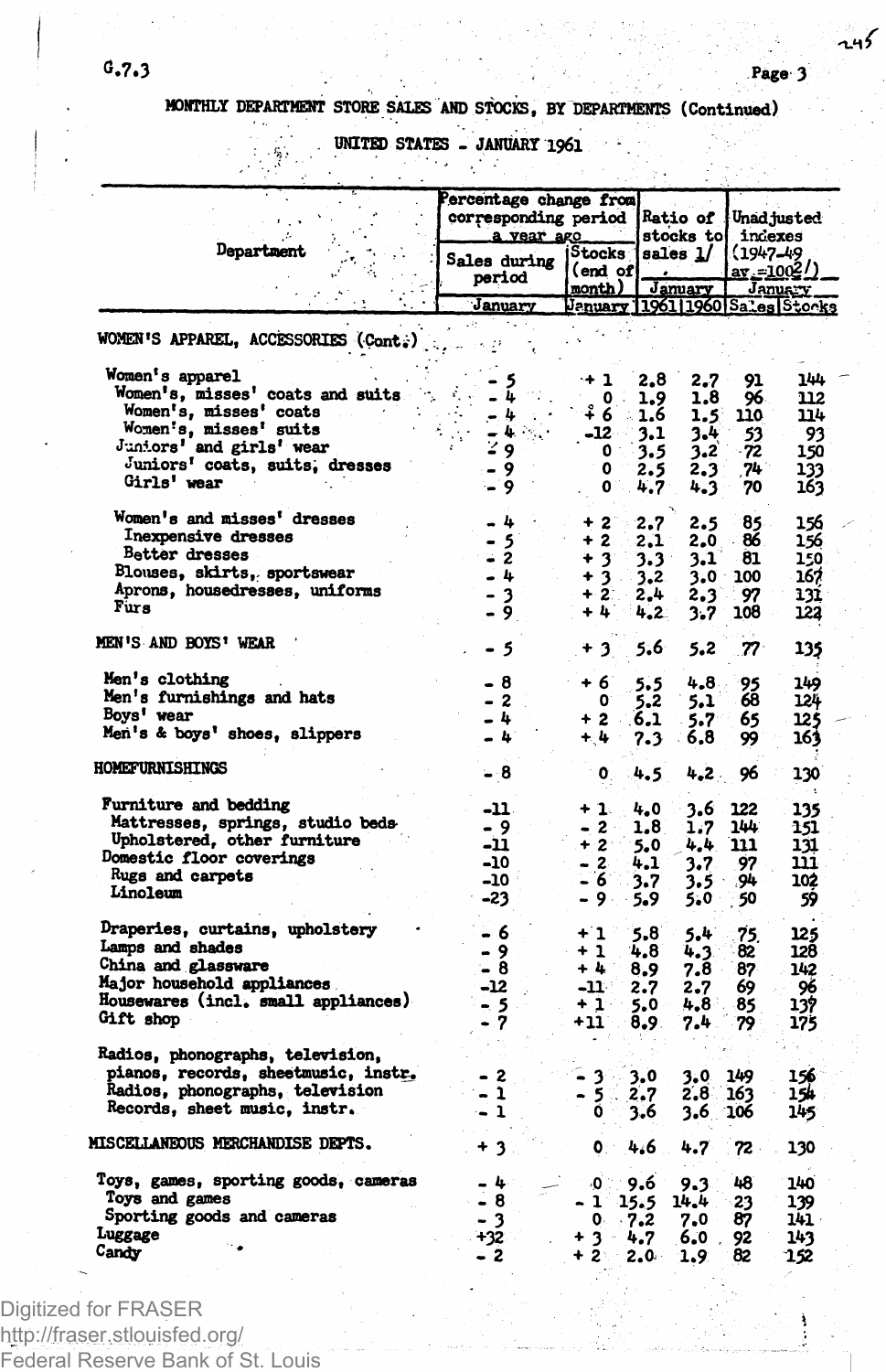G.7.3

MONTHLY DEPARTMENT STORE SALES AND STOCKS, BY DEPARTMENTS (Continued)

UNITED STATES - JANUARY 1961

| Department | Percentage change from corresponding period a year ago | | Ratio of stocks to sales 1/ | | Unadjusted indexes (1947-49 av.=100 2/) | |
|---|---|---|---|---|---|---|
| | Sales during period | Stocks (end of month) | January | | January | |
| | January | January | 1961 | 1960 | Sales | Stocks |
| **WOMEN'S APPAREL, ACCESSORIES (Cont.)** | | | | | | |
| Women's apparel | - 5 | + 1 | 2.8 | 2.7 | 91 | 144 |
| Women's, misses' coats and suits | - 4 | 0 | 1.9 | 1.8 | 96 | 112 |
| Women's, misses' coats | - 4 | + 6 | 1.6 | 1.5 | 110 | 114 |
| Women's, misses' suits | - 4 | -12 | 3.1 | 3.4 | 53 | 93 |
| Juniors' and girls' wear | - 9 | 0 | 3.5 | 3.2 | 72 | 150 |
| Juniors' coats, suits, dresses | - 9 | 0 | 2.5 | 2.3 | 74 | 133 |
| Girls' wear | - 9 | 0 | 4.7 | 4.3 | 70 | 163 |
| Women's and misses' dresses | - 4 | + 2 | 2.7 | 2.5 | 85 | 156 |
| Inexpensive dresses | - 5 | + 2 | 2.1 | 2.0 | 86 | 156 |
| Better dresses | - 2 | + 3 | 3.3 | 3.1 | 81 | 150 |
| Blouses, skirts, sportswear | - 4 | + 3 | 3.2 | 3.0 | 100 | 167 |
| Aprons, housedresses, uniforms | - 3 | + 2 | 2.4 | 2.3 | 97 | 131 |
| Furs | - 9 | + 4 | 4.2 | 3.7 | 108 | 124 |
| **MEN'S AND BOYS' WEAR** | - 5 | + 3 | 5.6 | 5.2 | 77 | 135 |
| Men's clothing | - 8 | + 6 | 5.5 | 4.8 | 95 | 149 |
| Men's furnishings and hats | - 2 | 0 | 5.2 | 5.1 | 68 | 124 |
| Boys' wear | - 4 | + 2 | 6.1 | 5.7 | 65 | 125 |
| Men's & boys' shoes, slippers | - 4 | + 4 | 7.3 | 6.8 | 99 | 163 |
| **HOMEFURNISHINGS** | - 8 | 0 | 4.5 | 4.2 | 96 | 130 |
| Furniture and bedding | -11 | + 1 | 4.0 | 3.6 | 122 | 135 |
| Mattresses, springs, studio beds | - 9 | - 2 | 1.8 | 1.7 | 144 | 151 |
| Upholstered, other furniture | -11 | + 2 | 5.0 | 4.4 | 111 | 131 |
| Domestic floor coverings | -10 | - 2 | 4.1 | 3.7 | 97 | 111 |
| Rugs and carpets | -10 | - 6 | 3.7 | 3.5 | 94 | 102 |
| Linoleum | -23 | - 9 | 5.9 | 5.0 | 50 | 59 |
| Draperies, curtains, upholstery | - 6 | + 1 | 5.8 | 5.4 | 75 | 125 |
| Lamps and shades | - 9 | + 1 | 4.8 | 4.3 | 82 | 128 |
| China and glassware | - 8 | + 4 | 8.9 | 7.8 | 87 | 142 |
| Major household appliances | -12 | -11 | 2.7 | 2.7 | 69 | 96 |
| Housewares (incl. small appliances) | - 5 | + 1 | 5.0 | 4.8 | 85 | 137 |
| Gift shop | - 7 | +11 | 8.9 | 7.4 | 79 | 175 |
| Radios, phonographs, television, pianos, records, sheetmusic, instr. | - 2 | - 3 | 3.0 | 3.0 | 149 | 156 |
| Radios, phonographs, television | - 1 | - 5 | 2.7 | 2.8 | 163 | 154 |
| Records, sheet music, instr. | - 1 | 0 | 3.6 | 3.6 | 106 | 145 |
| **MISCELLANEOUS MERCHANDISE DEPTS.** | + 3 | 0 | 4.6 | 4.7 | 72 | 130 |
| Toys, games, sporting goods, cameras | - 4 | 0 | 9.6 | 9.3 | 48 | 140 |
| Toys and games | - 8 | - 1 | 15.5 | 14.4 | 23 | 139 |
| Sporting goods and cameras | - 3 | 0 | 7.2 | 7.0 | 87 | 141 |
| Luggage | +32 | + 3 | 4.7 | 6.0 | 92 | 143 |
| Candy | - 2 | + 2 | 2.0 | 1.9 | 82 | 152 |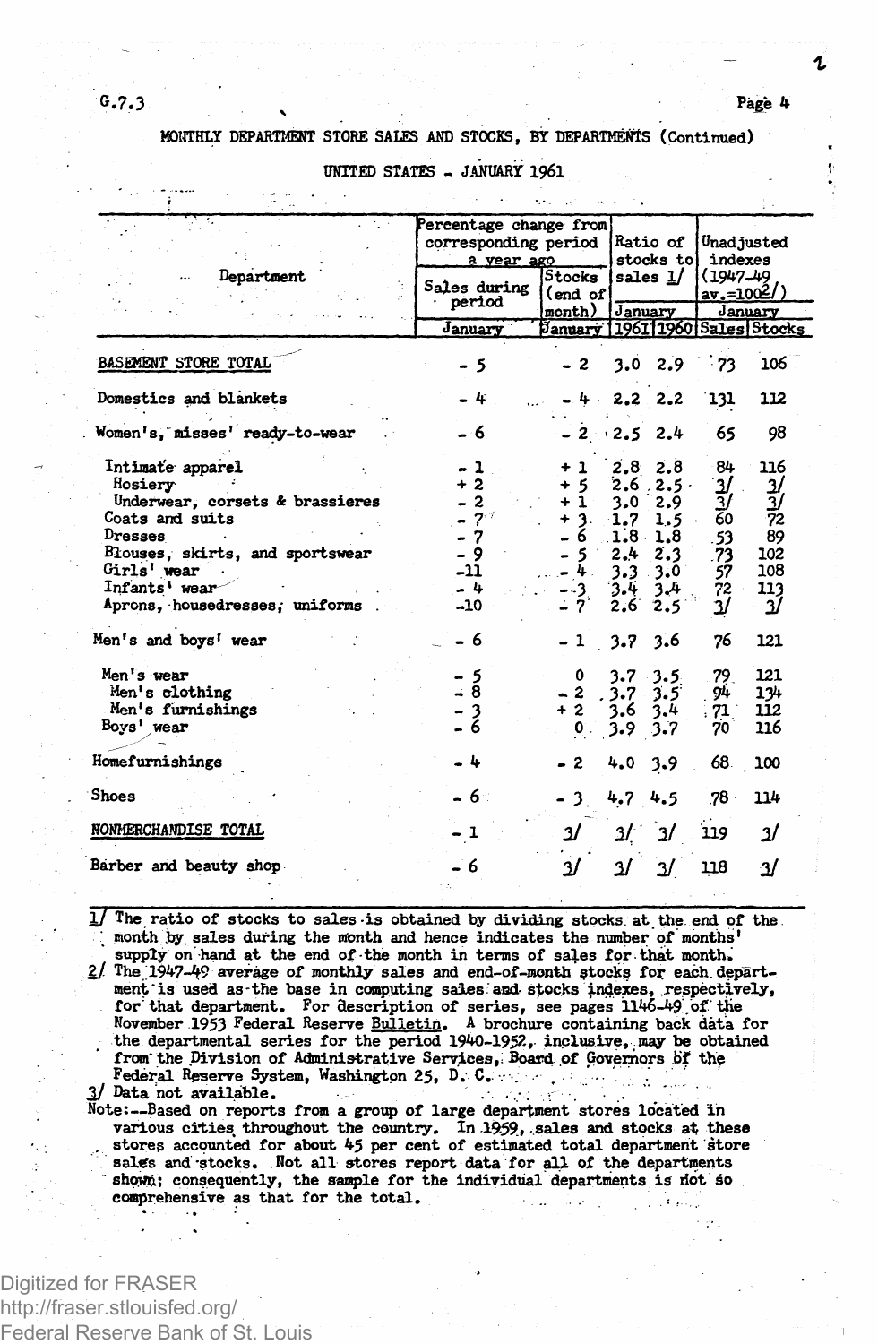G.7.3

## MONTHLY DEPARTMENT STORE SALES AND STOCKS, BY DEPARTMENTS (Continued)

### UNITED STATES - JANUARY 1961

| Department | Percentage change from corresponding period a year ago | | Ratio of stocks to sales 1/ | | Unadjusted indexes (1947-49 av.=100 2/) | |
|---|---|---|---|---|---|---|
| | Sales during period | Stocks (end of month) | January | | January | |
| | January | January | 1961 | 1960 | Sales | Stocks |
| BASEMENT STORE TOTAL | - 5 | - 2 | 3.0 | 2.9 | 73 | 106 |
| Domestics and blankets | - 4 | - 4 | 2.2 | 2.2 | 131 | 112 |
| Women's, misses' ready-to-wear | - 6 | - 2 | 2.5 | 2.4 | 65 | 98 |
| Intimate apparel | - 1 | + 1 | 2.8 | 2.8 | 84 | 116 |
| Hosiery | + 2 | + 5 | 2.6 | 2.5 | 3/ | 3/ |
| Underwear, corsets & brassieres | - 2 | + 1 | 3.0 | 2.9 | 3/ | 3/ |
| Coats and suits | - 7 | + 3 | 1.7 | 1.5 | 60 | 72 |
| Dresses | - 7 | - 6 | 1.8 | 1.8 | 53 | 89 |
| Blouses, skirts, and sportswear | - 9 | - 5 | 2.4 | 2.3 | 73 | 102 |
| Girls' wear | -11 | - 4 | 3.3 | 3.0 | 57 | 108 |
| Infants' wear | - 4 | - 3 | 3.4 | 3.4 | 72 | 113 |
| Aprons, housedresses, uniforms | -10 | - 7 | 2.6 | 2.5 | 3/ | 3/ |
| Men's and boys' wear | - 6 | - 1 | 3.7 | 3.6 | 76 | 121 |
| Men's wear | - 5 | 0 | 3.7 | 3.5 | 79 | 121 |
| Men's clothing | - 8 | - 2 | 3.7 | 3.5 | 94 | 134 |
| Men's furnishings | - 3 | + 2 | 3.6 | 3.4 | 71 | 112 |
| Boys' wear | - 6 | 0 | 3.9 | 3.7 | 70 | 116 |
| Homefurnishings | - 4 | - 2 | 4.0 | 3.9 | 68 | 100 |
| Shoes | - 6 | - 3 | 4.7 | 4.5 | 78 | 114 |
| NONMERCHANDISE TOTAL | - 1 | 3/ | 3/ | 3/ | 119 | 3/ |
| Barber and beauty shop | - 6 | 3/ | 3/ | 3/ | 118 | 3/ |

1/ The ratio of stocks to sales is obtained by dividing stocks at the end of the month by sales during the month and hence indicates the number of months' supply on hand at the end of the month in terms of sales for that month.

2/ The 1947-49 average of monthly sales and end-of-month stocks for each department is used as the base in computing sales and stocks indexes, respectively, for that department. For description of series, see pages 1146-49 of the November 1953 Federal Reserve Bulletin. A brochure containing back data for the departmental series for the period 1940-1952, inclusive, may be obtained from the Division of Administrative Services, Board of Governors of the Federal Reserve System, Washington 25, D. C.

3/ Data not available.

Note:--Based on reports from a group of large department stores located in various cities throughout the country. In 1959, sales and stocks at these stores accounted for about 45 per cent of estimated total department store sales and stocks. Not all stores report data for all of the departments shown; consequently, the sample for the individual departments is not so comprehensive as that for the total.